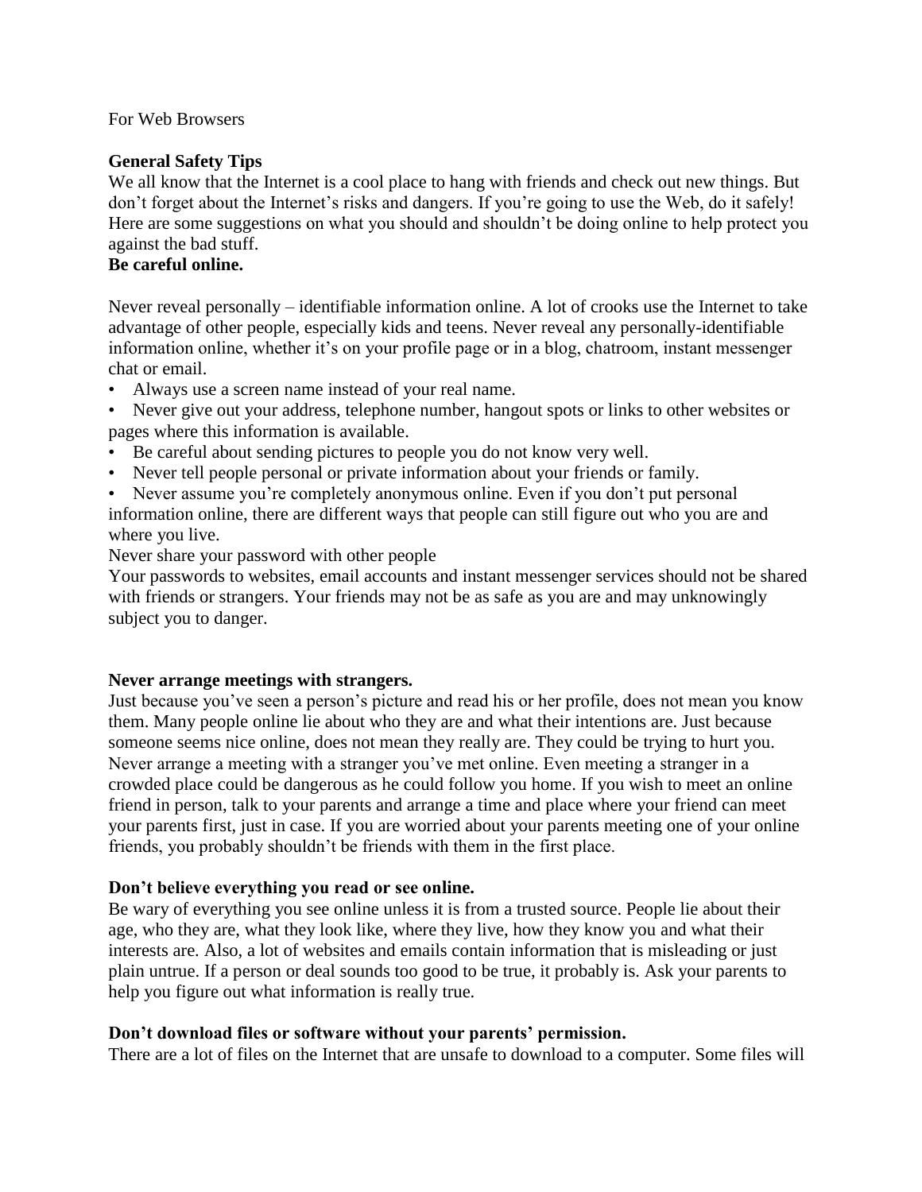For Web Browsers

**General Safety Tips**

We all know that the Internet is a cool place to hang with friends and check out new things. But don't forget about the Internet's risks and dangers. If you're going to use the Web, do it safely! Here are some suggestions on what you should and shouldn't be doing online to help protect you against the bad stuff.

**Be careful online.**

Never reveal personally – identifiable information online. A lot of crooks use the Internet to take advantage of other people, especially kids and teens. Never reveal any personally-identifiable information online, whether it's on your profile page or in a blog, chatroom, instant messenger chat or email.

- Always use a screen name instead of your real name.
- Never give out your address, telephone number, hangout spots or links to other websites or pages where this information is available.
- Be careful about sending pictures to people you do not know very well.
- Never tell people personal or private information about your friends or family.
- Never assume you're completely anonymous online. Even if you don't put personal information online, there are different ways that people can still figure out who you are and where you live.

Never share your password with other people

Your passwords to websites, email accounts and instant messenger services should not be shared with friends or strangers. Your friends may not be as safe as you are and may unknowingly subject you to danger.

**Never arrange meetings with strangers.**

Just because you've seen a person's picture and read his or her profile, does not mean you know them. Many people online lie about who they are and what their intentions are. Just because someone seems nice online, does not mean they really are. They could be trying to hurt you. Never arrange a meeting with a stranger you've met online. Even meeting a stranger in a crowded place could be dangerous as he could follow you home. If you wish to meet an online friend in person, talk to your parents and arrange a time and place where your friend can meet your parents first, just in case. If you are worried about your parents meeting one of your online friends, you probably shouldn't be friends with them in the first place.

**Don't believe everything you read or see online.**

Be wary of everything you see online unless it is from a trusted source. People lie about their age, who they are, what they look like, where they live, how they know you and what their interests are. Also, a lot of websites and emails contain information that is misleading or just plain untrue. If a person or deal sounds too good to be true, it probably is. Ask your parents to help you figure out what information is really true.

**Don't download files or software without your parents' permission.**

There are a lot of files on the Internet that are unsafe to download to a computer. Some files will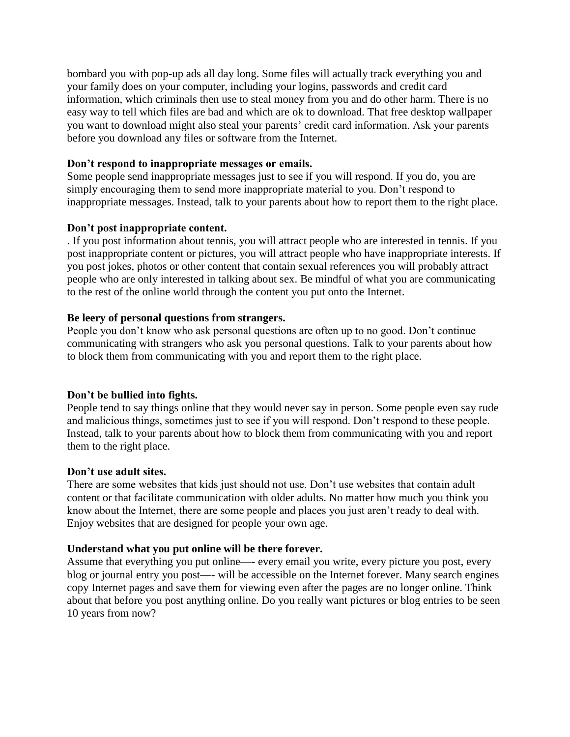bombard you with pop-up ads all day long. Some files will actually track everything you and your family does on your computer, including your logins, passwords and credit card information, which criminals then use to steal money from you and do other harm. There is no easy way to tell which files are bad and which are ok to download. That free desktop wallpaper you want to download might also steal your parents' credit card information. Ask your parents before you download any files or software from the Internet.

**Don't respond to inappropriate messages or emails.**
Some people send inappropriate messages just to see if you will respond. If you do, you are simply encouraging them to send more inappropriate material to you. Don't respond to inappropriate messages. Instead, talk to your parents about how to report them to the right place.

**Don't post inappropriate content.**
. If you post information about tennis, you will attract people who are interested in tennis. If you post inappropriate content or pictures, you will attract people who have inappropriate interests. If you post jokes, photos or other content that contain sexual references you will probably attract people who are only interested in talking about sex. Be mindful of what you are communicating to the rest of the online world through the content you put onto the Internet.

**Be leery of personal questions from strangers.**
People you don't know who ask personal questions are often up to no good. Don't continue communicating with strangers who ask you personal questions. Talk to your parents about how to block them from communicating with you and report them to the right place.

**Don't be bullied into fights.**
People tend to say things online that they would never say in person. Some people even say rude and malicious things, sometimes just to see if you will respond. Don't respond to these people. Instead, talk to your parents about how to block them from communicating with you and report them to the right place.

**Don't use adult sites.**
There are some websites that kids just should not use. Don't use websites that contain adult content or that facilitate communication with older adults. No matter how much you think you know about the Internet, there are some people and places you just aren't ready to deal with. Enjoy websites that are designed for people your own age.

**Understand what you put online will be there forever.**
Assume that everything you put online—- every email you write, every picture you post, every blog or journal entry you post—- will be accessible on the Internet forever. Many search engines copy Internet pages and save them for viewing even after the pages are no longer online. Think about that before you post anything online. Do you really want pictures or blog entries to be seen 10 years from now?